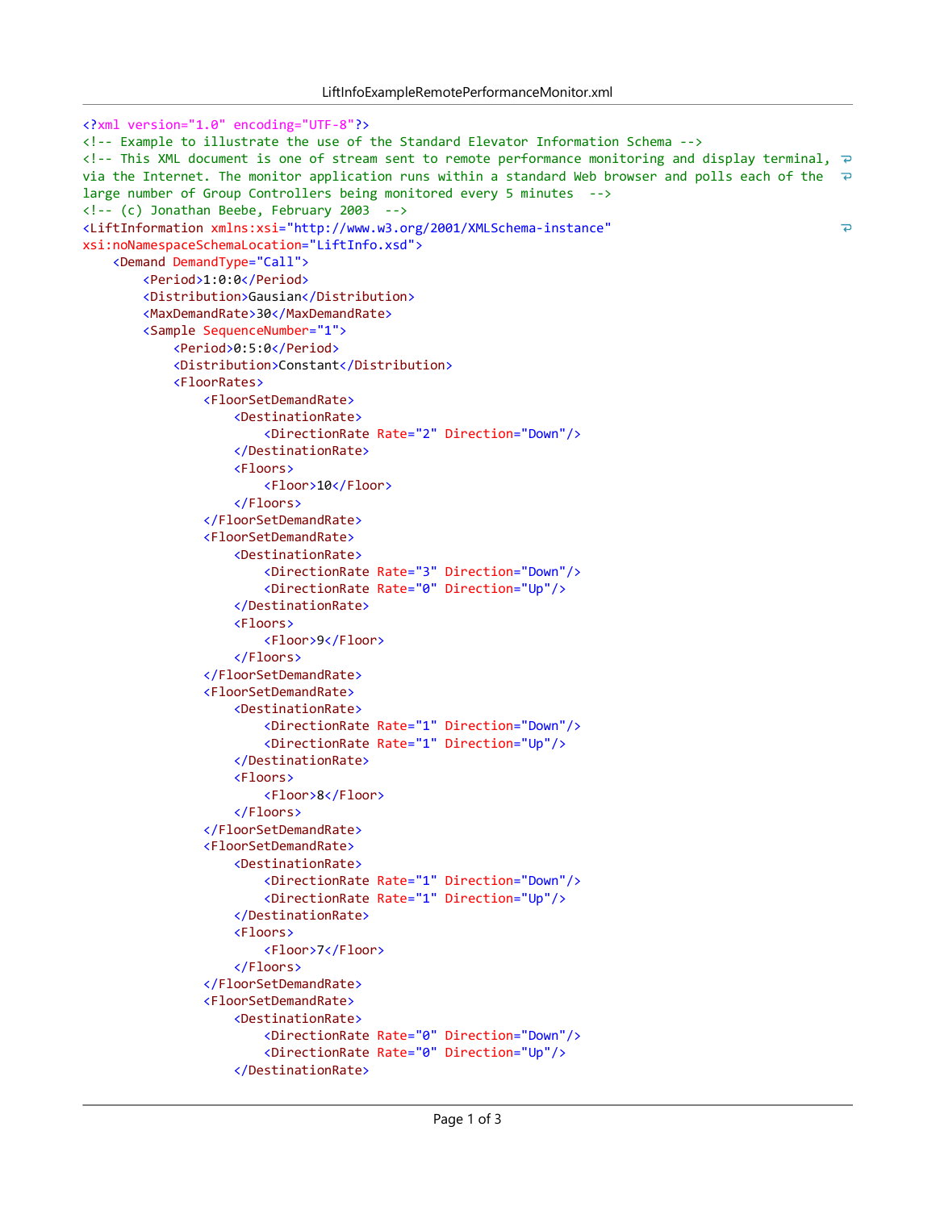```xml
<?xml version="1.0" encoding="UTF-8"?>
<!-- Example to illustrate the use of the Standard Elevator Information Schema -->
<!-- This XML document is one of stream sent to remote performance monitoring and display terminal, via the Internet. The monitor application runs within a standard Web browser and polls each of the large number of Group Controllers being monitored every 5 minutes  -->
<!-- (c) Jonathan Beebe, February 2003  -->
<LiftInformation xmlns:xsi="http://www.w3.org/2001/XMLSchema-instance" xsi:noNamespaceSchemaLocation="LiftInfo.xsd">
    <Demand DemandType="Call">
        <Period>1:0:0</Period>
        <Distribution>Gausian</Distribution>
        <MaxDemandRate>30</MaxDemandRate>
        <Sample SequenceNumber="1">
            <Period>0:5:0</Period>
            <Distribution>Constant</Distribution>
            <FloorRates>
                <FloorSetDemandRate>
                    <DestinationRate>
                        <DirectionRate Rate="2" Direction="Down"/>
                    </DestinationRate>
                    <Floors>
                        <Floor>10</Floor>
                    </Floors>
                </FloorSetDemandRate>
                <FloorSetDemandRate>
                    <DestinationRate>
                        <DirectionRate Rate="3" Direction="Down"/>
                        <DirectionRate Rate="0" Direction="Up"/>
                    </DestinationRate>
                    <Floors>
                        <Floor>9</Floor>
                    </Floors>
                </FloorSetDemandRate>
                <FloorSetDemandRate>
                    <DestinationRate>
                        <DirectionRate Rate="1" Direction="Down"/>
                        <DirectionRate Rate="1" Direction="Up"/>
                    </DestinationRate>
                    <Floors>
                        <Floor>8</Floor>
                    </Floors>
                </FloorSetDemandRate>
                <FloorSetDemandRate>
                    <DestinationRate>
                        <DirectionRate Rate="1" Direction="Down"/>
                        <DirectionRate Rate="1" Direction="Up"/>
                    </DestinationRate>
                    <Floors>
                        <Floor>7</Floor>
                    </Floors>
                </FloorSetDemandRate>
                <FloorSetDemandRate>
                    <DestinationRate>
                        <DirectionRate Rate="0" Direction="Down"/>
                        <DirectionRate Rate="0" Direction="Up"/>
                    </DestinationRate>
```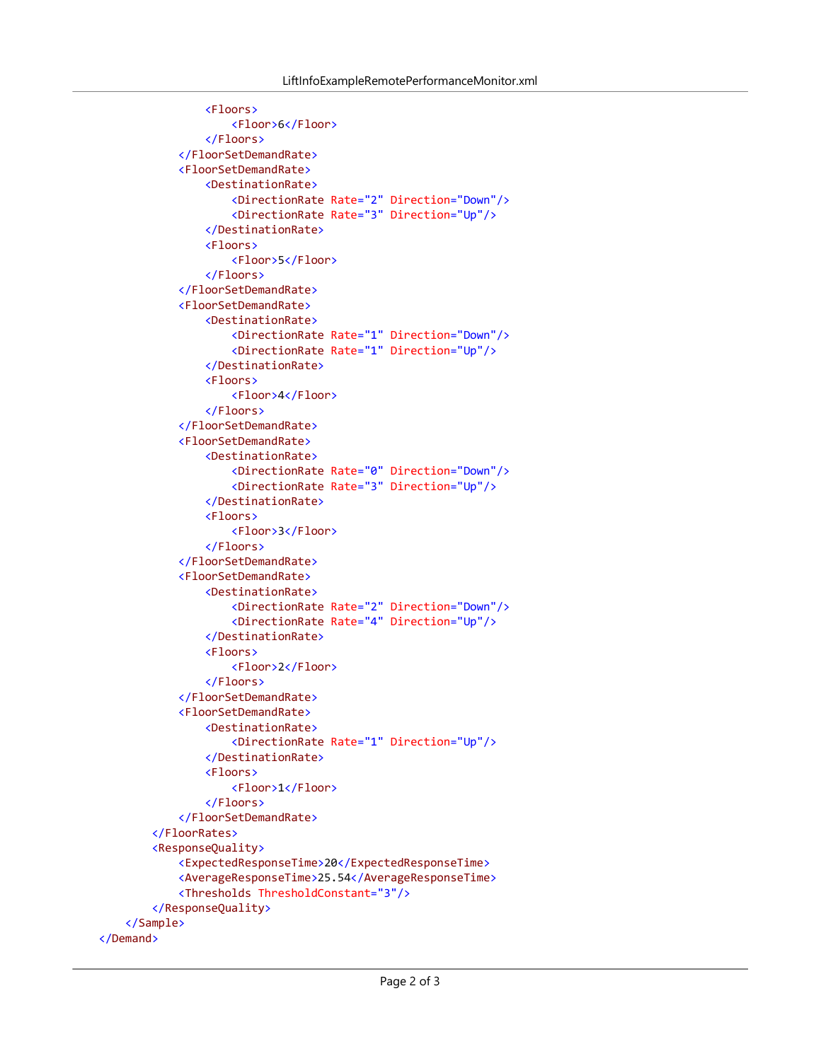```xml
                <Floors>
                    <Floor>6</Floor>
                </Floors>
            </FloorSetDemandRate>
            <FloorSetDemandRate>
                <DestinationRate>
                    <DirectionRate Rate="2" Direction="Down"/>
                    <DirectionRate Rate="3" Direction="Up"/>
                </DestinationRate>
                <Floors>
                    <Floor>5</Floor>
                </Floors>
            </FloorSetDemandRate>
            <FloorSetDemandRate>
                <DestinationRate>
                    <DirectionRate Rate="1" Direction="Down"/>
                    <DirectionRate Rate="1" Direction="Up"/>
                </DestinationRate>
                <Floors>
                    <Floor>4</Floor>
                </Floors>
            </FloorSetDemandRate>
            <FloorSetDemandRate>
                <DestinationRate>
                    <DirectionRate Rate="0" Direction="Down"/>
                    <DirectionRate Rate="3" Direction="Up"/>
                </DestinationRate>
                <Floors>
                    <Floor>3</Floor>
                </Floors>
            </FloorSetDemandRate>
            <FloorSetDemandRate>
                <DestinationRate>
                    <DirectionRate Rate="2" Direction="Down"/>
                    <DirectionRate Rate="4" Direction="Up"/>
                </DestinationRate>
                <Floors>
                    <Floor>2</Floor>
                </Floors>
            </FloorSetDemandRate>
            <FloorSetDemandRate>
                <DestinationRate>
                    <DirectionRate Rate="1" Direction="Up"/>
                </DestinationRate>
                <Floors>
                    <Floor>1</Floor>
                </Floors>
            </FloorSetDemandRate>
        </FloorRates>
        <ResponseQuality>
            <ExpectedResponseTime>20</ExpectedResponseTime>
            <AverageResponseTime>25.54</AverageResponseTime>
            <Thresholds ThresholdConstant="3"/>
        </ResponseQuality>
    </Sample>
</Demand>
```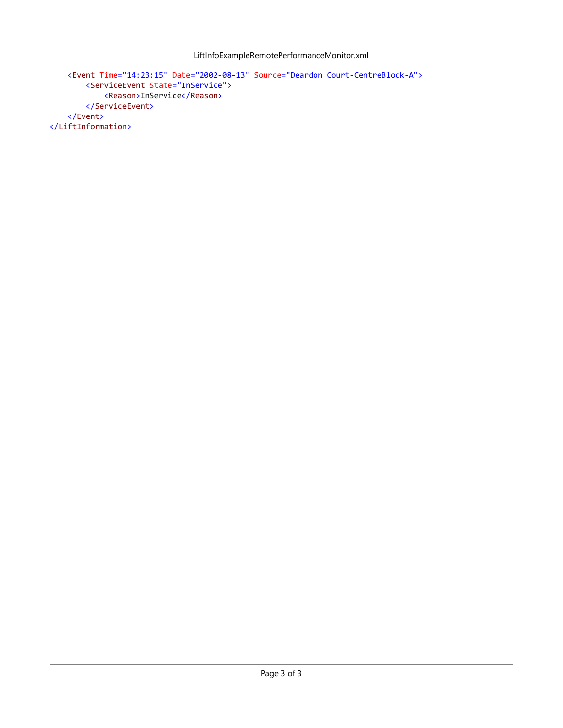```xml
    <Event Time="14:23:15" Date="2002-08-13" Source="Deardon Court-CentreBlock-A">
        <ServiceEvent State="InService">
            <Reason>InService</Reason>
        </ServiceEvent>
    </Event>
</LiftInformation>
```